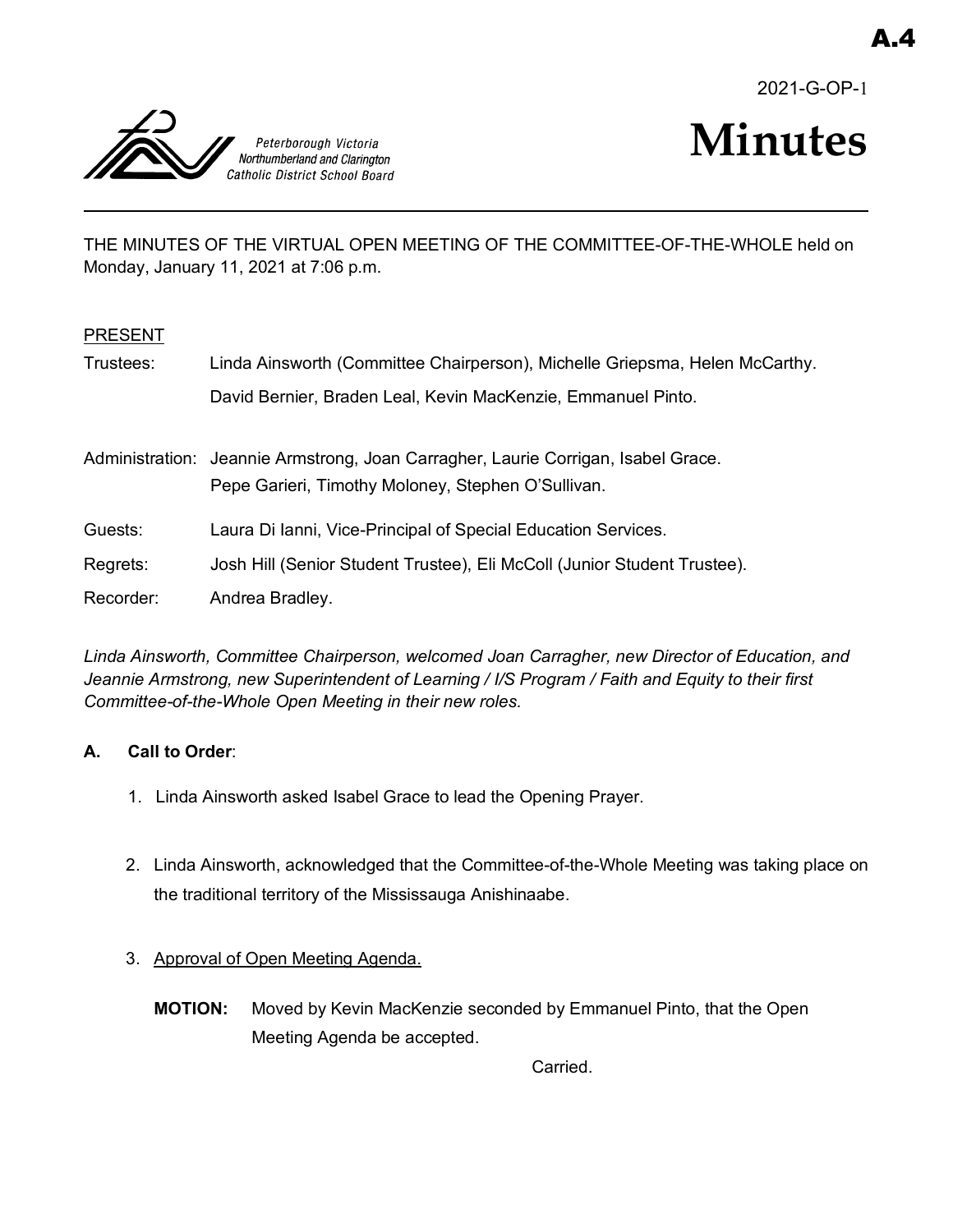A.4

2021-G-OP-1

Peterborough Victoria Northumberland and Clarington Catholic District School Board

# Minutes

THE MINUTES OF THE VIRTUAL OPEN MEETING OF THE COMMITTEE-OF-THE-WHOLE held on Monday, January 11, 2021 at 7:06 p.m.

PRESENT

Trustees: Linda Ainsworth (Committee Chairperson), Michelle Griepsma, Helen McCarthy. David Bernier, Braden Leal, Kevin MacKenzie, Emmanuel Pinto.

Administration: Jeannie Armstrong, Joan Carragher, Laurie Corrigan, Isabel Grace. Pepe Garieri, Timothy Moloney, Stephen O'Sullivan.

Guests: Laura Di Ianni, Vice-Principal of Special Education Services.

Regrets: Josh Hill (Senior Student Trustee), Eli McColl (Junior Student Trustee).

Recorder: Andrea Bradley.

*Linda Ainsworth, Committee Chairperson, welcomed Joan Carragher, new Director of Education, and Jeannie Armstrong, new Superintendent of Learning / I/S Program / Faith and Equity to their first Committee-of-the-Whole Open Meeting in their new roles.*

**A. Call to Order**:

1. Linda Ainsworth asked Isabel Grace to lead the Opening Prayer.

2. Linda Ainsworth, acknowledged that the Committee-of-the-Whole Meeting was taking place on the traditional territory of the Mississauga Anishinaabe.

3. Approval of Open Meeting Agenda.

   **MOTION:** Moved by Kevin MacKenzie seconded by Emmanuel Pinto, that the Open Meeting Agenda be accepted.

   Carried.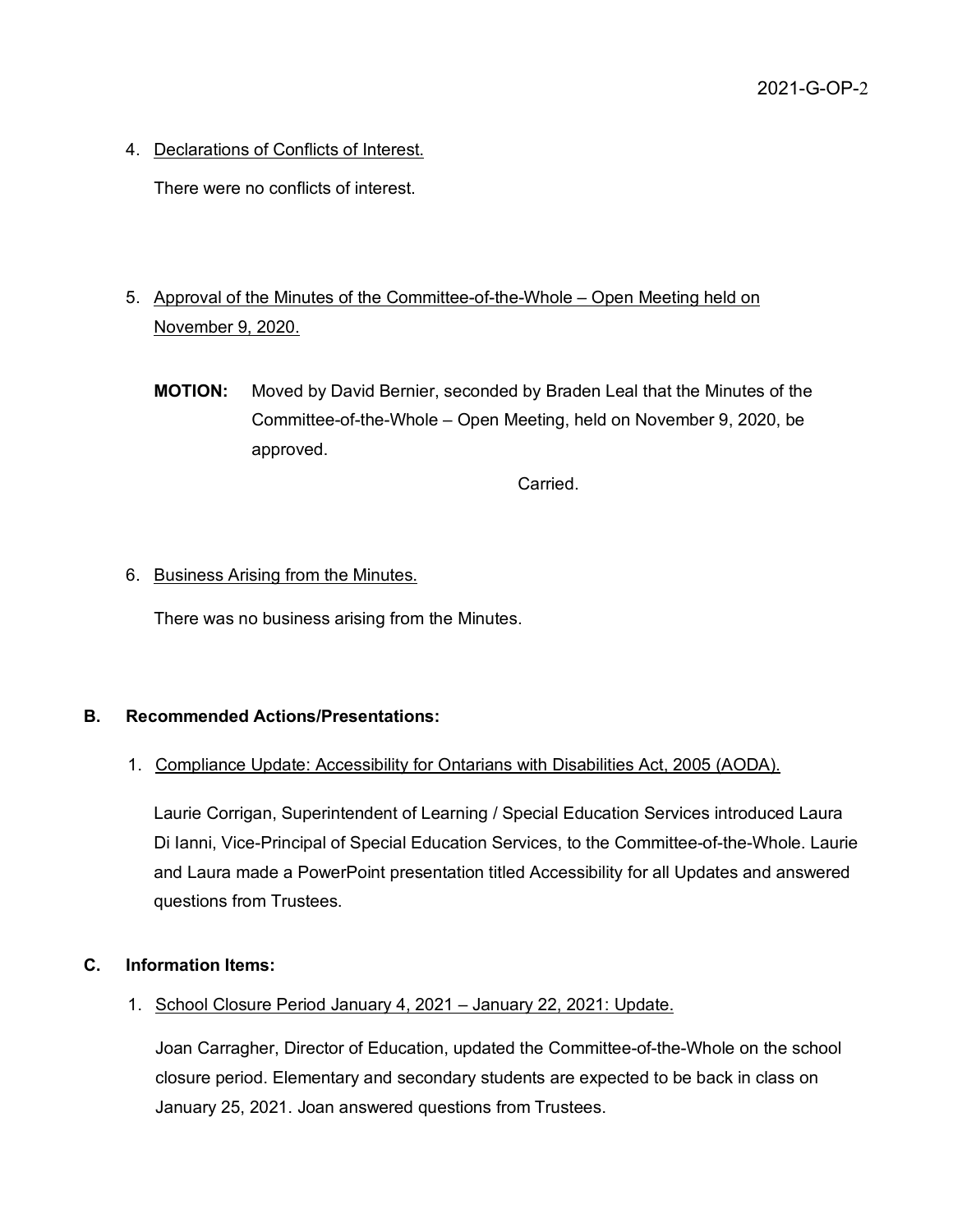4. Declarations of Conflicts of Interest.

   There were no conflicts of interest.

5. Approval of the Minutes of the Committee-of-the-Whole – Open Meeting held on November 9, 2020.

   **MOTION:** Moved by David Bernier, seconded by Braden Leal that the Minutes of the Committee-of-the-Whole – Open Meeting, held on November 9, 2020, be approved.

   Carried.

6. Business Arising from the Minutes.

   There was no business arising from the Minutes.

**B. Recommended Actions/Presentations:**

1. Compliance Update: Accessibility for Ontarians with Disabilities Act, 2005 (AODA).

   Laurie Corrigan, Superintendent of Learning / Special Education Services introduced Laura Di Ianni, Vice-Principal of Special Education Services, to the Committee-of-the-Whole. Laurie and Laura made a PowerPoint presentation titled Accessibility for all Updates and answered questions from Trustees.

**C. Information Items:**

1. School Closure Period January 4, 2021 – January 22, 2021: Update.

   Joan Carragher, Director of Education, updated the Committee-of-the-Whole on the school closure period. Elementary and secondary students are expected to be back in class on January 25, 2021. Joan answered questions from Trustees.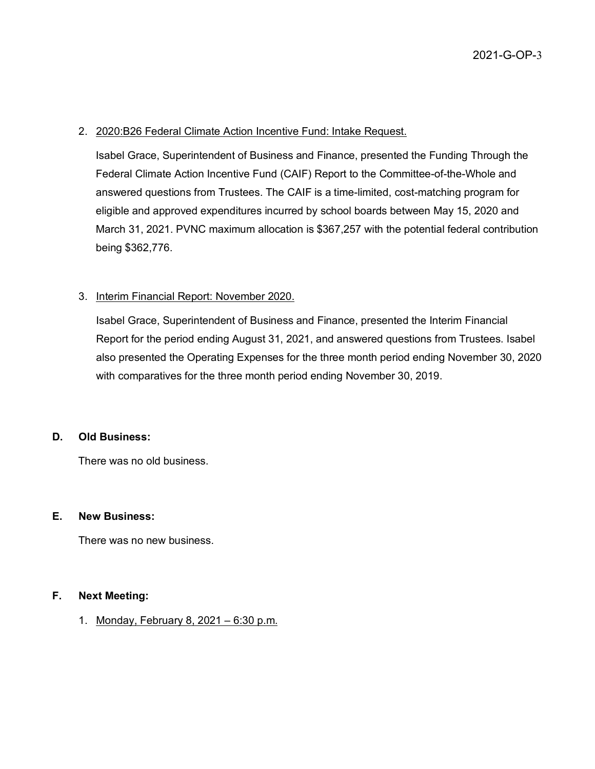2. <u>2020:B26 Federal Climate Action Incentive Fund: Intake Request.</u>

   Isabel Grace, Superintendent of Business and Finance, presented the Funding Through the Federal Climate Action Incentive Fund (CAIF) Report to the Committee-of-the-Whole and answered questions from Trustees. The CAIF is a time-limited, cost-matching program for eligible and approved expenditures incurred by school boards between May 15, 2020 and March 31, 2021. PVNC maximum allocation is $367,257 with the potential federal contribution being $362,776.

3. <u>Interim Financial Report: November 2020.</u>

   Isabel Grace, Superintendent of Business and Finance, presented the Interim Financial Report for the period ending August 31, 2021, and answered questions from Trustees. Isabel also presented the Operating Expenses for the three month period ending November 30, 2020 with comparatives for the three month period ending November 30, 2019.

## D. Old Business:

There was no old business.

## E. New Business:

There was no new business.

## F. Next Meeting:

1. <u>Monday, February 8, 2021 – 6:30 p.m.</u>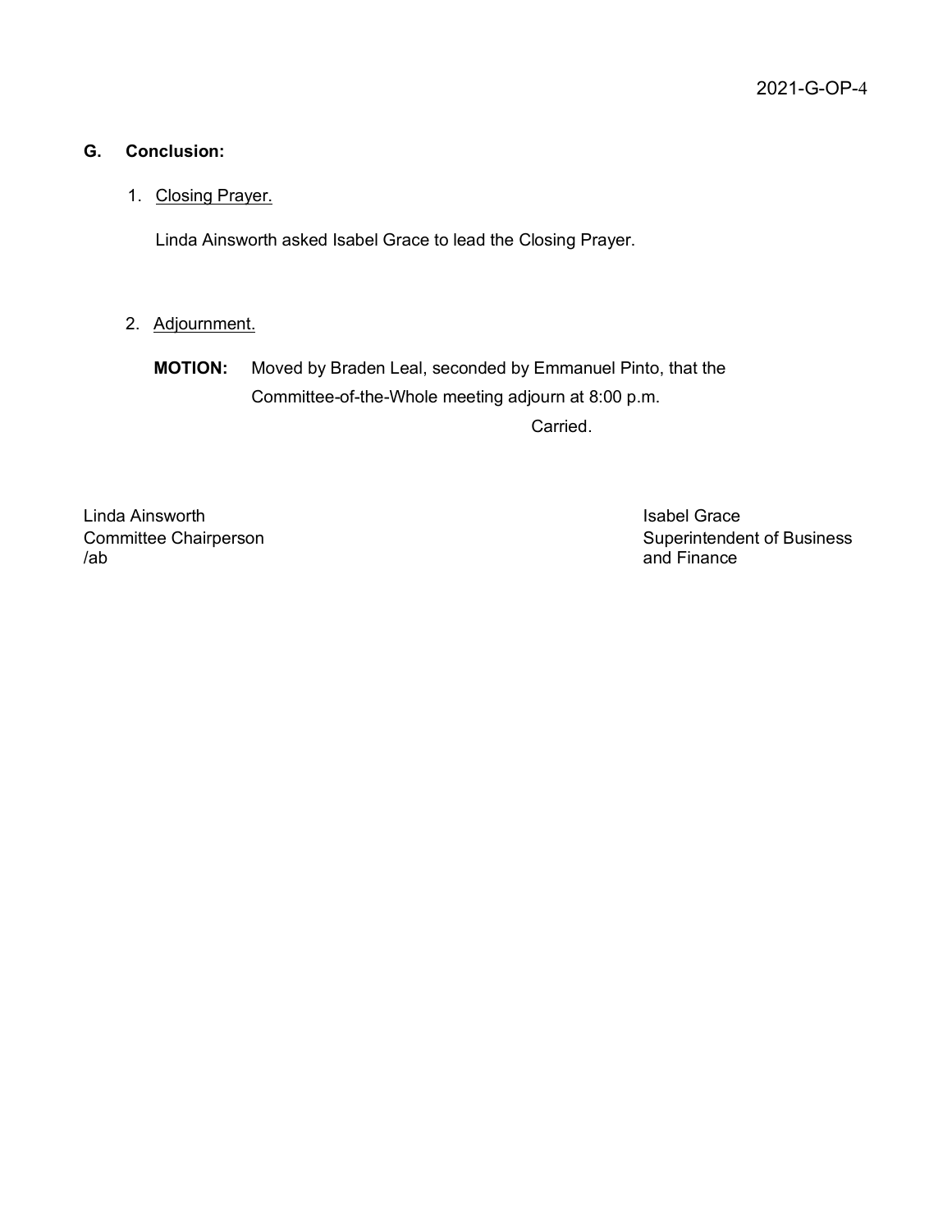## G. Conclusion:

1. Closing Prayer.

   Linda Ainsworth asked Isabel Grace to lead the Closing Prayer.

2. Adjournment.

   **MOTION:** Moved by Braden Leal, seconded by Emmanuel Pinto, that the Committee-of-the-Whole meeting adjourn at 8:00 p.m.

   Carried.

Linda Ainsworth
Committee Chairperson
/ab

Isabel Grace
Superintendent of Business
and Finance